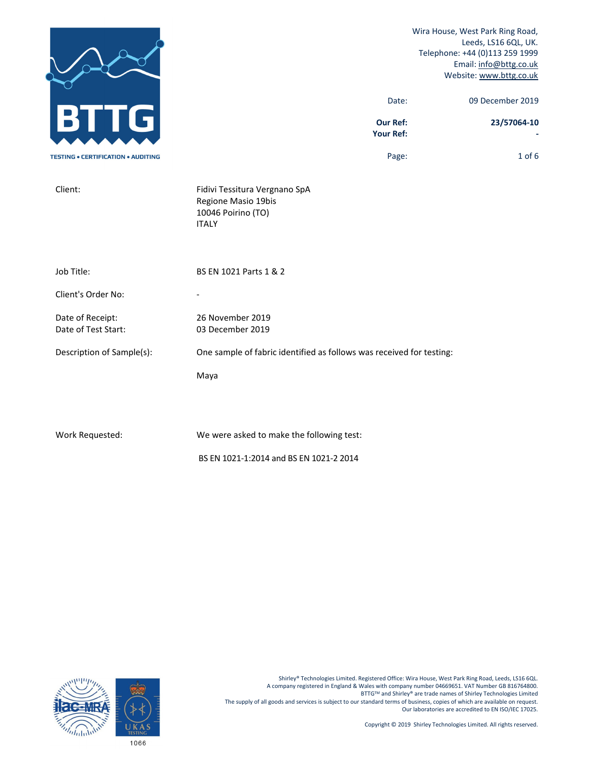BTTG

TESTING • CERTIFICATION • AUDITING

Wira House, West Park Ring Road,
Leeds, LS16 6QL, UK.
Telephone: +44 (0)113 259 1999
Email: info@bttg.co.uk
Website: www.bttg.co.uk

| | |
|---|---|
| Date: | 09 December 2019 |
| **Our Ref:** | **23/57064-10** |
| **Your Ref:** | **-** |

| | |
|---|---|
| Client: | Fidivi Tessitura Vergnano SpA<br>Regione Masio 19bis<br>10046 Poirino (TO)<br>ITALY |
| Job Title: | BS EN 1021 Parts 1 & 2 |
| Client's Order No: | - |
| Date of Receipt:<br>Date of Test Start: | 26 November 2019<br>03 December 2019 |
| Description of Sample(s): | One sample of fabric identified as follows was received for testing:<br><br>Maya |
| Work Requested: | We were asked to make the following test:<br><br>BS EN 1021-1:2014 and BS EN 1021-2 2014 |

Shirley® Technologies Limited. Registered Office: Wira House, West Park Ring Road, Leeds, LS16 6QL.
A company registered in England & Wales with company number 04669651. VAT Number GB 816764800.
BTTG™ and Shirley® are trade names of Shirley Technologies Limited
The supply of all goods and services is subject to our standard terms of business, copies of which are available on request.
Our laboratories are accredited to EN ISO/IEC 17025.

Copyright © 2019 Shirley Technologies Limited. All rights reserved.

ilac-MRA UKAS TESTING 1066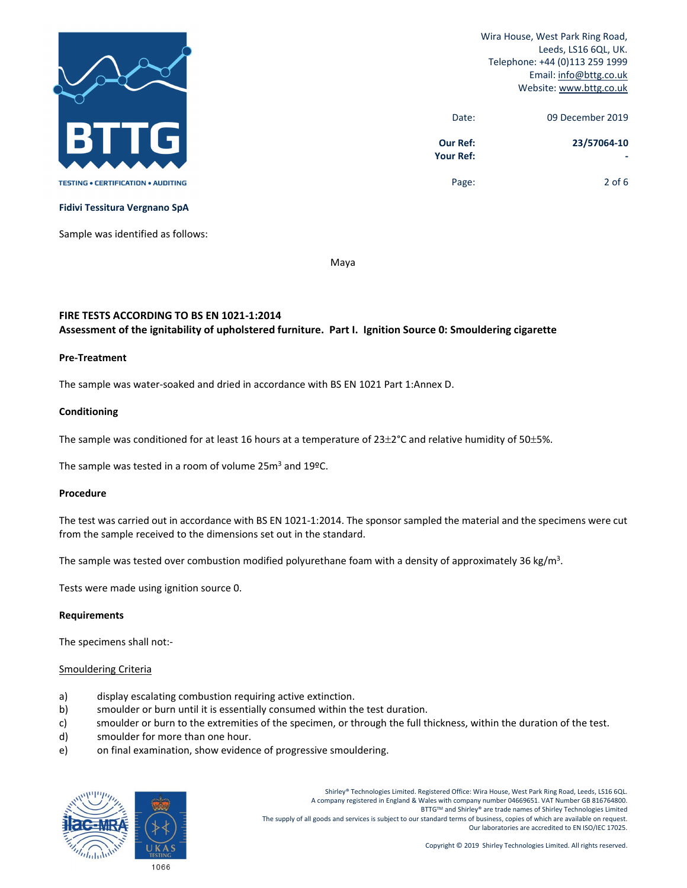Wira House, West Park Ring Road,
Leeds, LS16 6QL, UK.
Telephone: +44 (0)113 259 1999
Email: info@bttg.co.uk
Website: www.bttg.co.uk

Date: 09 December 2019

**Our Ref:** **23/57064-10**
**Your Ref:** **-**

**Fidivi Tessitura Vergnano SpA**

Sample was identified as follows:

Maya

**FIRE TESTS ACCORDING TO BS EN 1021-1:2014**
**Assessment of the ignitability of upholstered furniture. Part I. Ignition Source 0: Smouldering cigarette**

**Pre-Treatment**

The sample was water-soaked and dried in accordance with BS EN 1021 Part 1:Annex D.

**Conditioning**

The sample was conditioned for at least 16 hours at a temperature of 23±2°C and relative humidity of 50±5%.

The sample was tested in a room of volume 25m$^3$ and 19ºC.

**Procedure**

The test was carried out in accordance with BS EN 1021-1:2014. The sponsor sampled the material and the specimens were cut from the sample received to the dimensions set out in the standard.

The sample was tested over combustion modified polyurethane foam with a density of approximately 36 kg/m$^3$.

Tests were made using ignition source 0.

**Requirements**

The specimens shall not:-

Smouldering Criteria

a) display escalating combustion requiring active extinction.
b) smoulder or burn until it is essentially consumed within the test duration.
c) smoulder or burn to the extremities of the specimen, or through the full thickness, within the duration of the test.
d) smoulder for more than one hour.
e) on final examination, show evidence of progressive smouldering.

Shirley® Technologies Limited. Registered Office: Wira House, West Park Ring Road, Leeds, LS16 6QL.
A company registered in England & Wales with company number 04669651. VAT Number GB 816764800.
BTTG™ and Shirley® are trade names of Shirley Technologies Limited
The supply of all goods and services is subject to our standard terms of business, copies of which are available on request.
Our laboratories are accredited to EN ISO/IEC 17025.

Copyright © 2019 Shirley Technologies Limited. All rights reserved.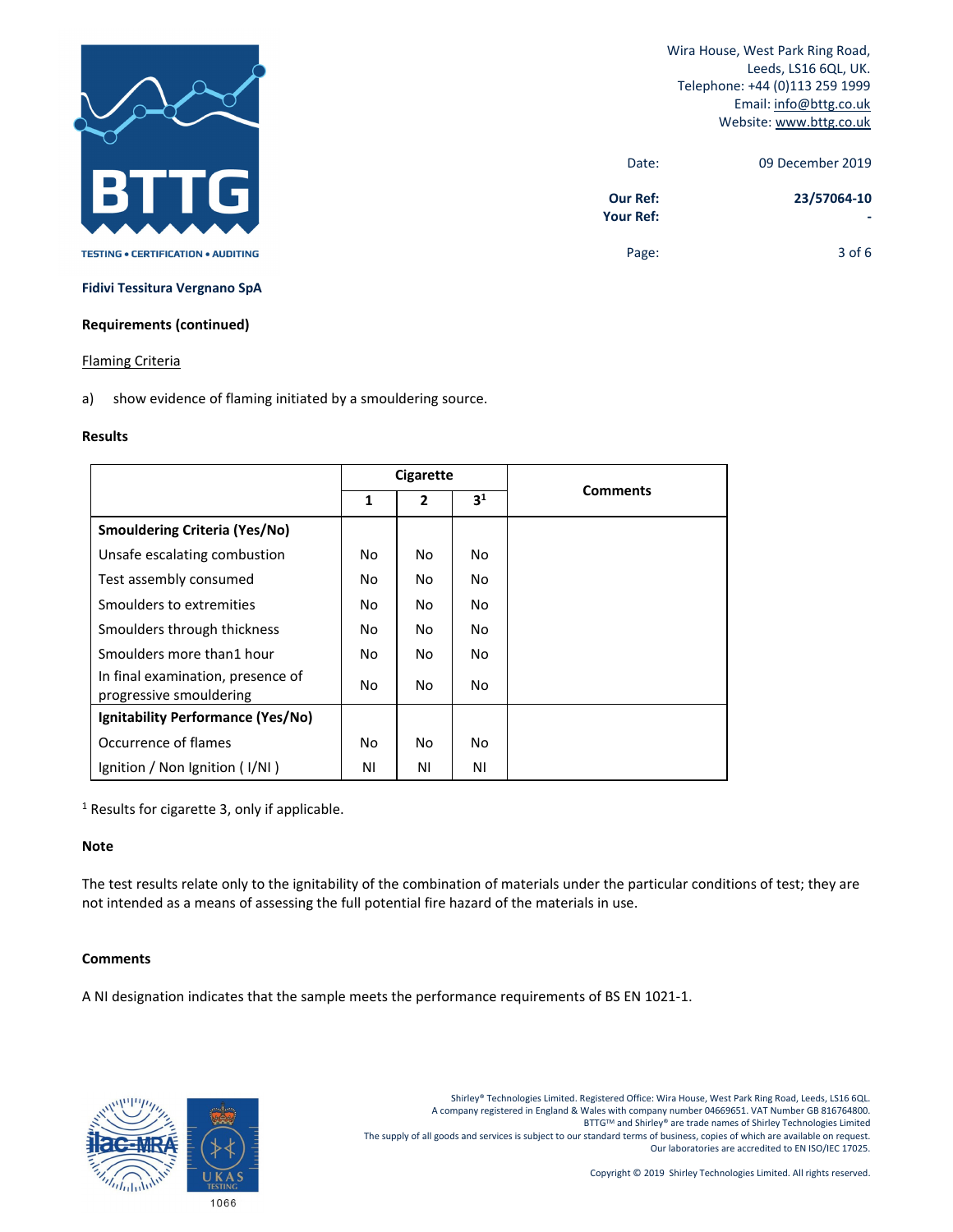Wira House, West Park Ring Road,
Leeds, LS16 6QL, UK.
Telephone: +44 (0)113 259 1999
Email: info@bttg.co.uk
Website: www.bttg.co.uk

Date: 09 December 2019

**Our Ref:** **23/57064-10**
**Your Ref:** -

**Fidivi Tessitura Vergnano SpA**

**Requirements (continued)**

Flaming Criteria

a) show evidence of flaming initiated by a smouldering source.

**Results**

| | Cigarette | | | Comments |
|---|---|---|---|---|
| | **1** | **2** | **3**[1] | |
| **Smouldering Criteria (Yes/No)** | | | | |
| Unsafe escalating combustion | No | No | No | |
| Test assembly consumed | No | No | No | |
| Smoulders to extremities | No | No | No | |
| Smoulders through thickness | No | No | No | |
| Smoulders more than1 hour | No | No | No | |
| In final examination, presence of progressive smouldering | No | No | No | |
| **Ignitability Performance (Yes/No)** | | | | |
| Occurrence of flames | No | No | No | |
| Ignition / Non Ignition ( I/NI ) | NI | NI | NI | |

[1] Results for cigarette 3, only if applicable.

**Note**

The test results relate only to the ignitability of the combination of materials under the particular conditions of test; they are not intended as a means of assessing the full potential fire hazard of the materials in use.

**Comments**

A NI designation indicates that the sample meets the performance requirements of BS EN 1021-1.

Shirley® Technologies Limited. Registered Office: Wira House, West Park Ring Road, Leeds, LS16 6QL.
A company registered in England & Wales with company number 04669651. VAT Number GB 816764800.
BTTG™ and Shirley® are trade names of Shirley Technologies Limited
The supply of all goods and services is subject to our standard terms of business, copies of which are available on request.
Our laboratories are accredited to EN ISO/IEC 17025.

Copyright © 2019 Shirley Technologies Limited. All rights reserved.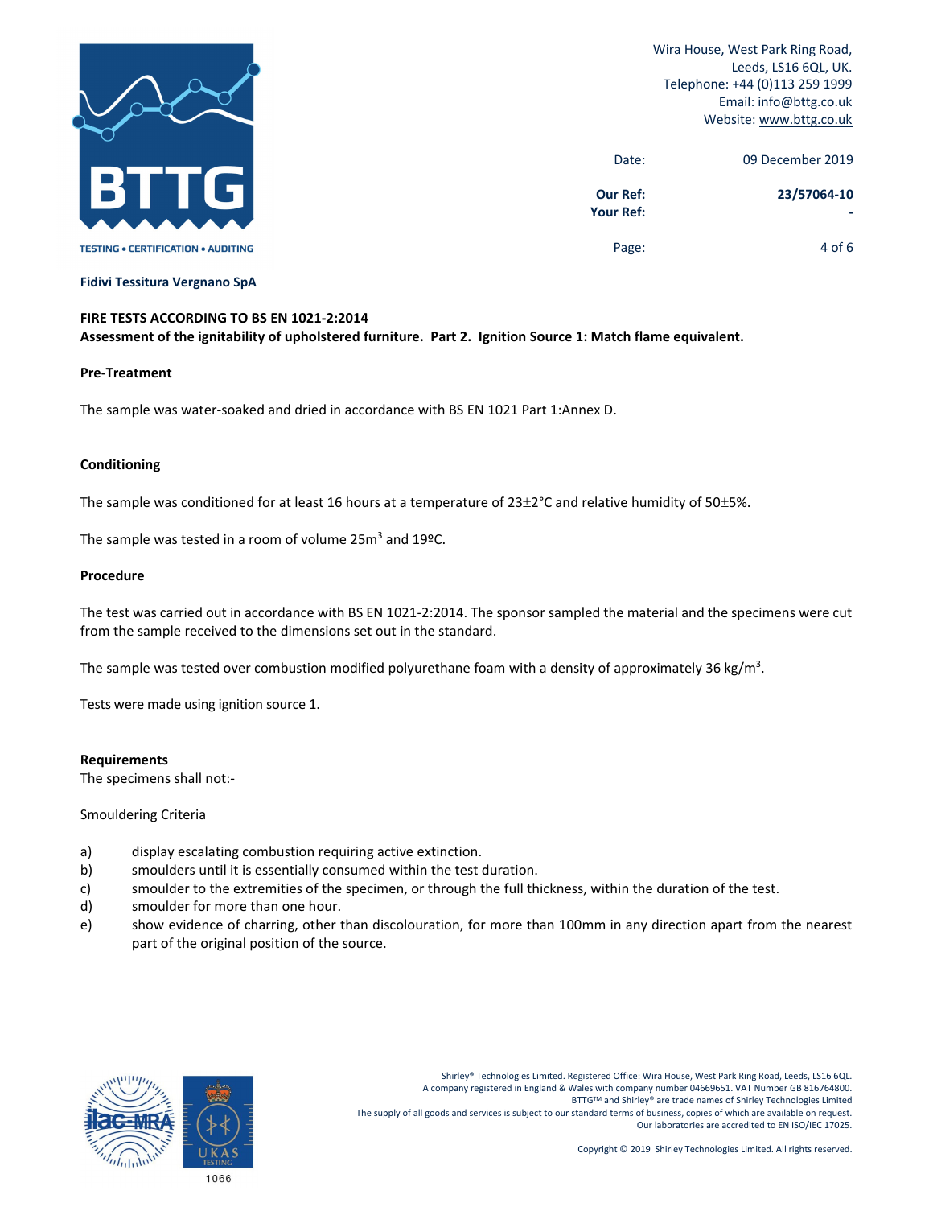Wira House, West Park Ring Road,
Leeds, LS16 6QL, UK.
Telephone: +44 (0)113 259 1999
Email: info@bttg.co.uk
Website: www.bttg.co.uk

Date: 09 December 2019

**Our Ref:** **23/57064-10**
**Your Ref:** **-**

**Fidivi Tessitura Vergnano SpA**

**FIRE TESTS ACCORDING TO BS EN 1021-2:2014**
**Assessment of the ignitability of upholstered furniture. Part 2. Ignition Source 1: Match flame equivalent.**

**Pre-Treatment**

The sample was water-soaked and dried in accordance with BS EN 1021 Part 1:Annex D.

**Conditioning**

The sample was conditioned for at least 16 hours at a temperature of 23±2°C and relative humidity of 50±5%.

The sample was tested in a room of volume $25m^3$ and 19ºC.

**Procedure**

The test was carried out in accordance with BS EN 1021-2:2014. The sponsor sampled the material and the specimens were cut from the sample received to the dimensions set out in the standard.

The sample was tested over combustion modified polyurethane foam with a density of approximately 36 $kg/m^3$.

Tests were made using ignition source 1.

**Requirements**
The specimens shall not:-

Smouldering Criteria

a) display escalating combustion requiring active extinction.
b) smoulders until it is essentially consumed within the test duration.
c) smoulder to the extremities of the specimen, or through the full thickness, within the duration of the test.
d) smoulder for more than one hour.
e) show evidence of charring, other than discolouration, for more than 100mm in any direction apart from the nearest part of the original position of the source.

Shirley® Technologies Limited. Registered Office: Wira House, West Park Ring Road, Leeds, LS16 6QL.
A company registered in England & Wales with company number 04669651. VAT Number GB 816764800.
BTTG™ and Shirley® are trade names of Shirley Technologies Limited
The supply of all goods and services is subject to our standard terms of business, copies of which are available on request.
Our laboratories are accredited to EN ISO/IEC 17025.

Copyright © 2019 Shirley Technologies Limited. All rights reserved.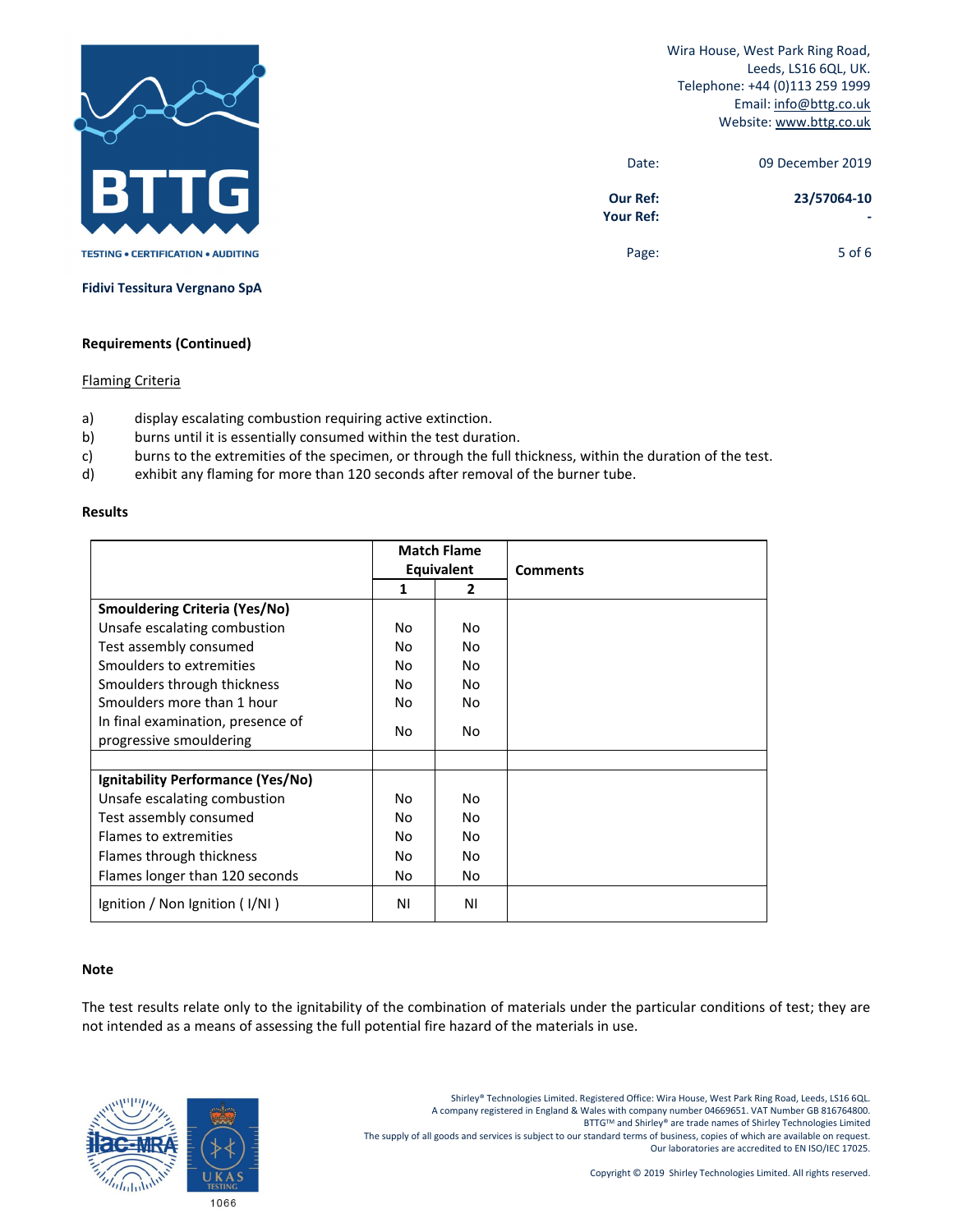Fidivi Tessitura Vergnano SpA

**Requirements (Continued)**

Flaming Criteria

a) display escalating combustion requiring active extinction.
b) burns until it is essentially consumed within the test duration.
c) burns to the extremities of the specimen, or through the full thickness, within the duration of the test.
d) exhibit any flaming for more than 120 seconds after removal of the burner tube.

**Results**

| | Match Flame Equivalent | | Comments |
|---|---|---|---|
| | 1 | 2 | |
| **Smouldering Criteria (Yes/No)** | | | |
| Unsafe escalating combustion | No | No | |
| Test assembly consumed | No | No | |
| Smoulders to extremities | No | No | |
| Smoulders through thickness | No | No | |
| Smoulders more than 1 hour | No | No | |
| In final examination, presence of progressive smouldering | No | No | |
| | | | |
| **Ignitability Performance (Yes/No)** | | | |
| Unsafe escalating combustion | No | No | |
| Test assembly consumed | No | No | |
| Flames to extremities | No | No | |
| Flames through thickness | No | No | |
| Flames longer than 120 seconds | No | No | |
| Ignition / Non Ignition ( I/NI ) | NI | NI | |

**Note**

The test results relate only to the ignitability of the combination of materials under the particular conditions of test; they are not intended as a means of assessing the full potential fire hazard of the materials in use.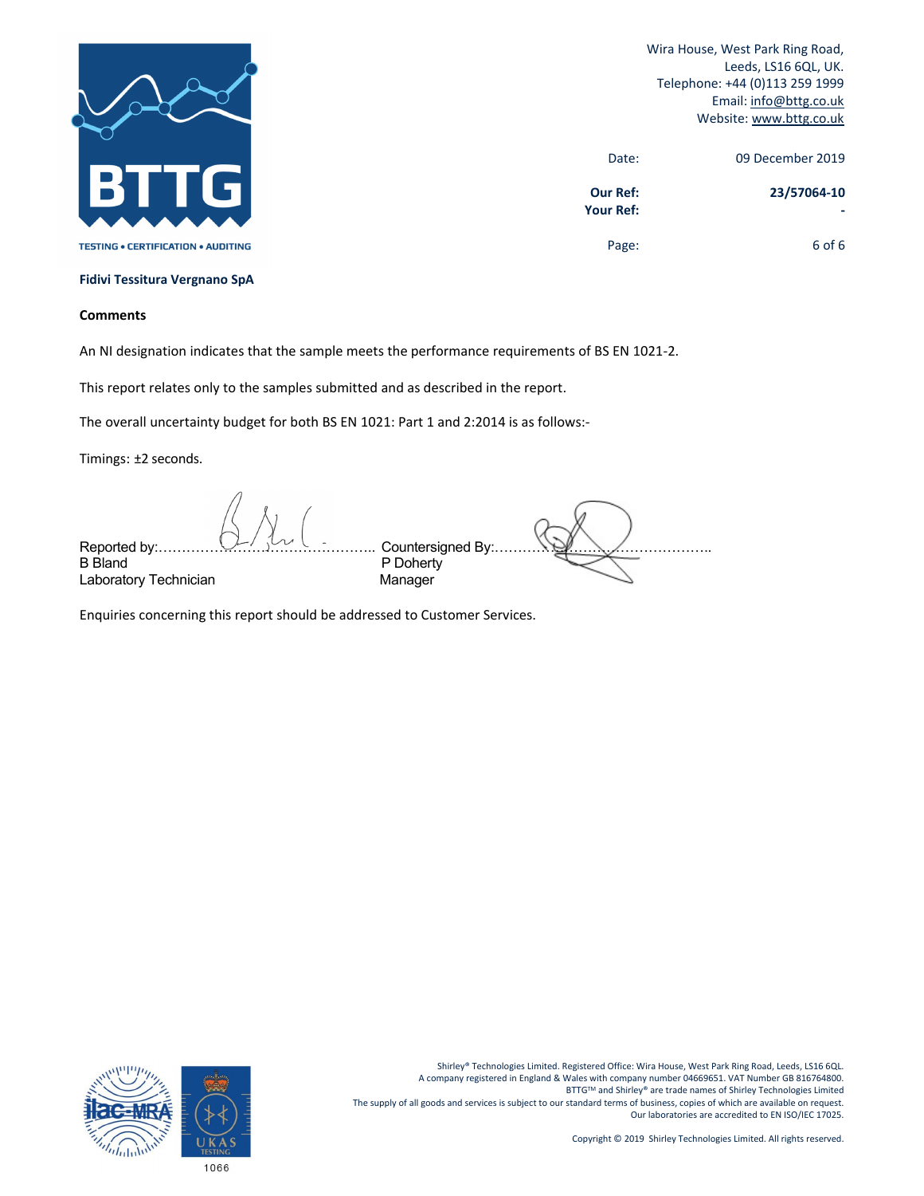Wira House, West Park Ring Road,
Leeds, LS16 6QL, UK.
Telephone: +44 (0)113 259 1999
Email: info@bttg.co.uk
Website: www.bttg.co.uk

Date: 09 December 2019

**Our Ref:** **23/57064-10**
**Your Ref:** **-**

**Fidivi Tessitura Vergnano SpA**

**Comments**

An NI designation indicates that the sample meets the performance requirements of BS EN 1021-2.

This report relates only to the samples submitted and as described in the report.

The overall uncertainty budget for both BS EN 1021: Part 1 and 2:2014 is as follows:-

Timings: ±2 seconds.

Reported by:…………………………………………..
B Bland
Laboratory Technician

Countersigned By:…………………………………………..
P Doherty
Manager

Enquiries concerning this report should be addressed to Customer Services.

Shirley® Technologies Limited. Registered Office: Wira House, West Park Ring Road, Leeds, LS16 6QL.
A company registered in England & Wales with company number 04669651. VAT Number GB 816764800.
BTTG™ and Shirley® are trade names of Shirley Technologies Limited
The supply of all goods and services is subject to our standard terms of business, copies of which are available on request.
Our laboratories are accredited to EN ISO/IEC 17025.

Copyright © 2019 Shirley Technologies Limited. All rights reserved.